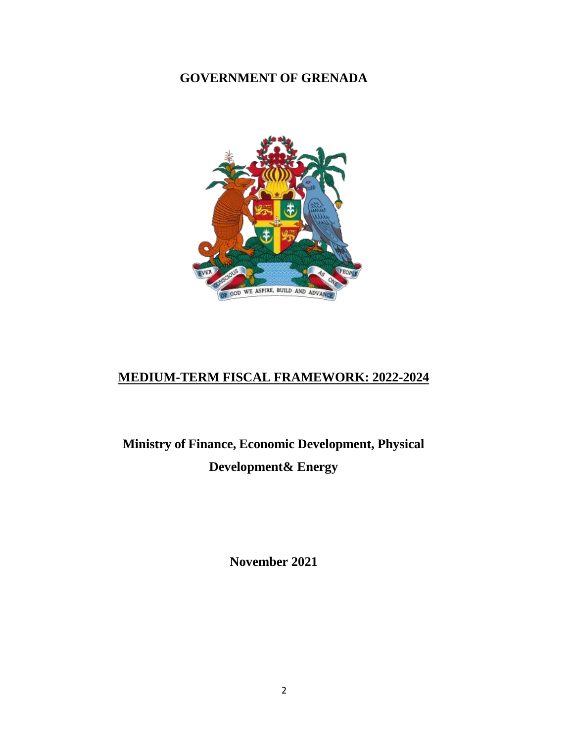# GOVERNMENT OF GRENADA

## MEDIUM-TERM FISCAL FRAMEWORK: 2022-2024

**Ministry of Finance, Economic Development, Physical Development& Energy**

**November 2021**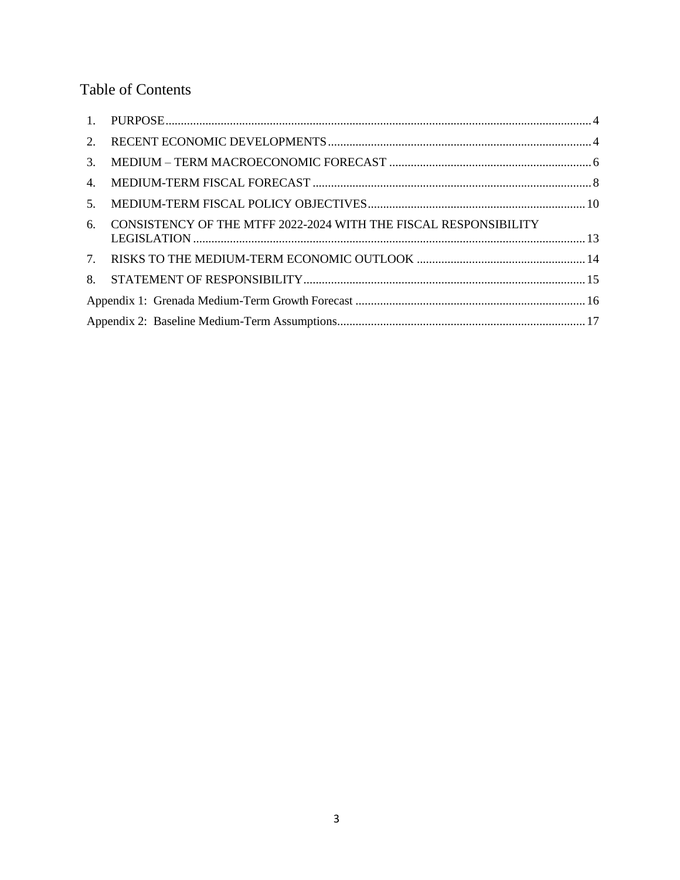# Table of Contents

1. PURPOSE .......... 4
2. RECENT ECONOMIC DEVELOPMENTS .......... 4
3. MEDIUM – TERM MACROECONOMIC FORECAST .......... 6
4. MEDIUM-TERM FISCAL FORECAST .......... 8
5. MEDIUM-TERM FISCAL POLICY OBJECTIVES .......... 10
6. CONSISTENCY OF THE MTFF 2022-2024 WITH THE FISCAL RESPONSIBILITY LEGISLATION .......... 13
7. RISKS TO THE MEDIUM-TERM ECONOMIC OUTLOOK .......... 14
8. STATEMENT OF RESPONSIBILITY .......... 15

Appendix 1: Grenada Medium-Term Growth Forecast .......... 16

Appendix 2: Baseline Medium-Term Assumptions .......... 17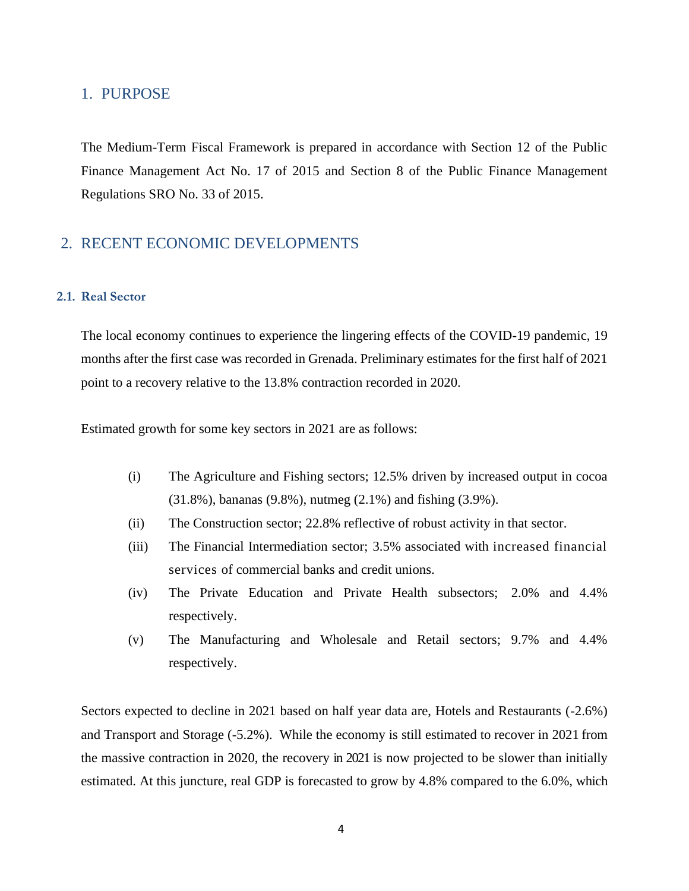## 1. PURPOSE

The Medium-Term Fiscal Framework is prepared in accordance with Section 12 of the Public Finance Management Act No. 17 of 2015 and Section 8 of the Public Finance Management Regulations SRO No. 33 of 2015.

## 2. RECENT ECONOMIC DEVELOPMENTS

### 2.1. Real Sector

The local economy continues to experience the lingering effects of the COVID-19 pandemic, 19 months after the first case was recorded in Grenada. Preliminary estimates for the first half of 2021 point to a recovery relative to the 13.8% contraction recorded in 2020.

Estimated growth for some key sectors in 2021 are as follows:

(i) The Agriculture and Fishing sectors; 12.5% driven by increased output in cocoa (31.8%), bananas (9.8%), nutmeg (2.1%) and fishing (3.9%).

(ii) The Construction sector; 22.8% reflective of robust activity in that sector.

(iii) The Financial Intermediation sector; 3.5% associated with increased financial services of commercial banks and credit unions.

(iv) The Private Education and Private Health subsectors; 2.0% and 4.4% respectively.

(v) The Manufacturing and Wholesale and Retail sectors; 9.7% and 4.4% respectively.

Sectors expected to decline in 2021 based on half year data are, Hotels and Restaurants (-2.6%) and Transport and Storage (-5.2%). While the economy is still estimated to recover in 2021 from the massive contraction in 2020, the recovery in 2021 is now projected to be slower than initially estimated. At this juncture, real GDP is forecasted to grow by 4.8% compared to the 6.0%, which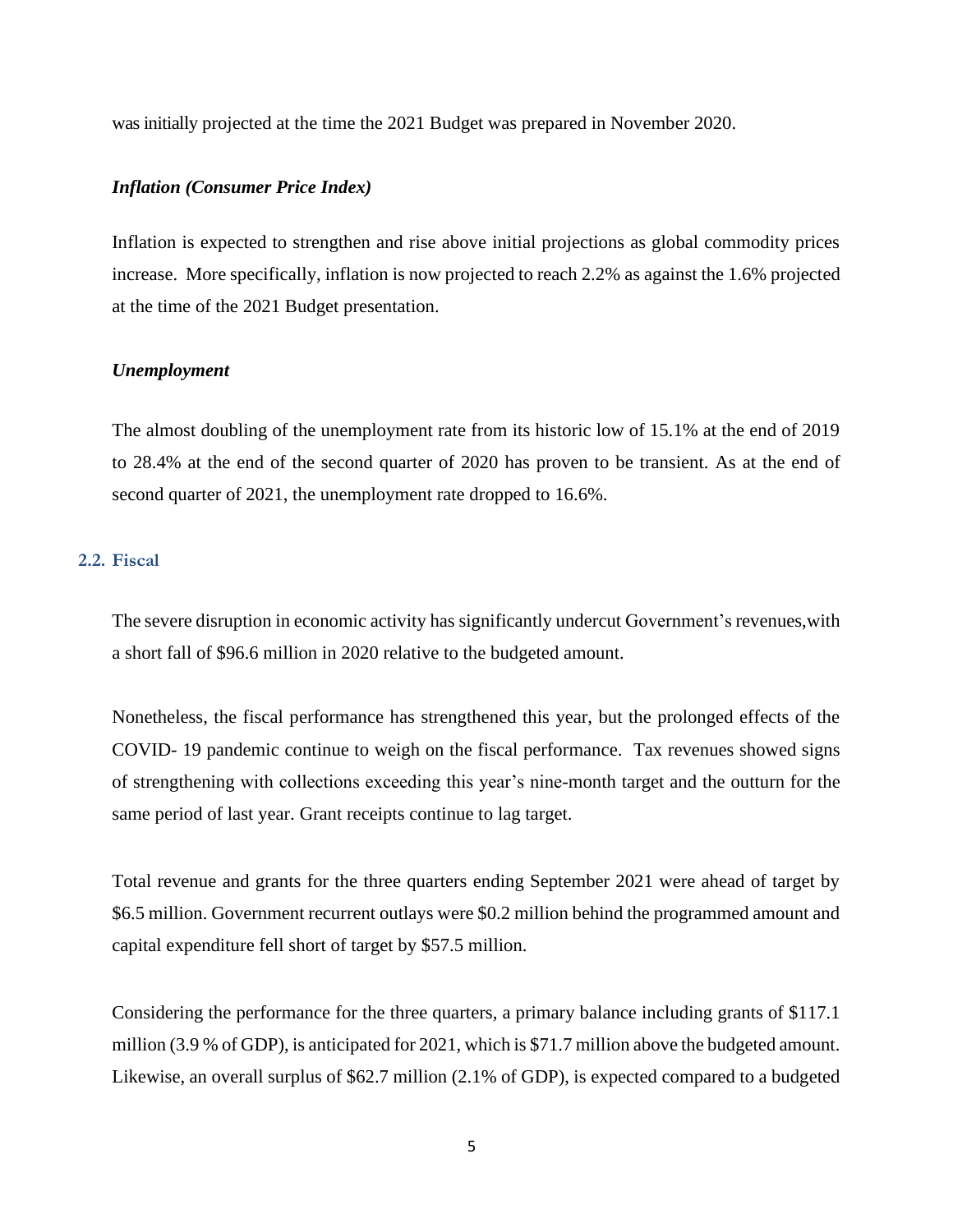was initially projected at the time the 2021 Budget was prepared in November 2020.

### *Inflation (Consumer Price Index)*

Inflation is expected to strengthen and rise above initial projections as global commodity prices increase. More specifically, inflation is now projected to reach 2.2% as against the 1.6% projected at the time of the 2021 Budget presentation.

### *Unemployment*

The almost doubling of the unemployment rate from its historic low of 15.1% at the end of 2019 to 28.4% at the end of the second quarter of 2020 has proven to be transient. As at the end of second quarter of 2021, the unemployment rate dropped to 16.6%.

## 2.2. Fiscal

The severe disruption in economic activity has significantly undercut Government's revenues,with a short fall of $96.6 million in 2020 relative to the budgeted amount.

Nonetheless, the fiscal performance has strengthened this year, but the prolonged effects of the COVID- 19 pandemic continue to weigh on the fiscal performance. Tax revenues showed signs of strengthening with collections exceeding this year's nine-month target and the outturn for the same period of last year. Grant receipts continue to lag target.

Total revenue and grants for the three quarters ending September 2021 were ahead of target by $6.5 million. Government recurrent outlays were $0.2 million behind the programmed amount and capital expenditure fell short of target by $57.5 million.

Considering the performance for the three quarters, a primary balance including grants of $117.1 million (3.9 % of GDP), is anticipated for 2021, which is $71.7 million above the budgeted amount. Likewise, an overall surplus of $62.7 million (2.1% of GDP), is expected compared to a budgeted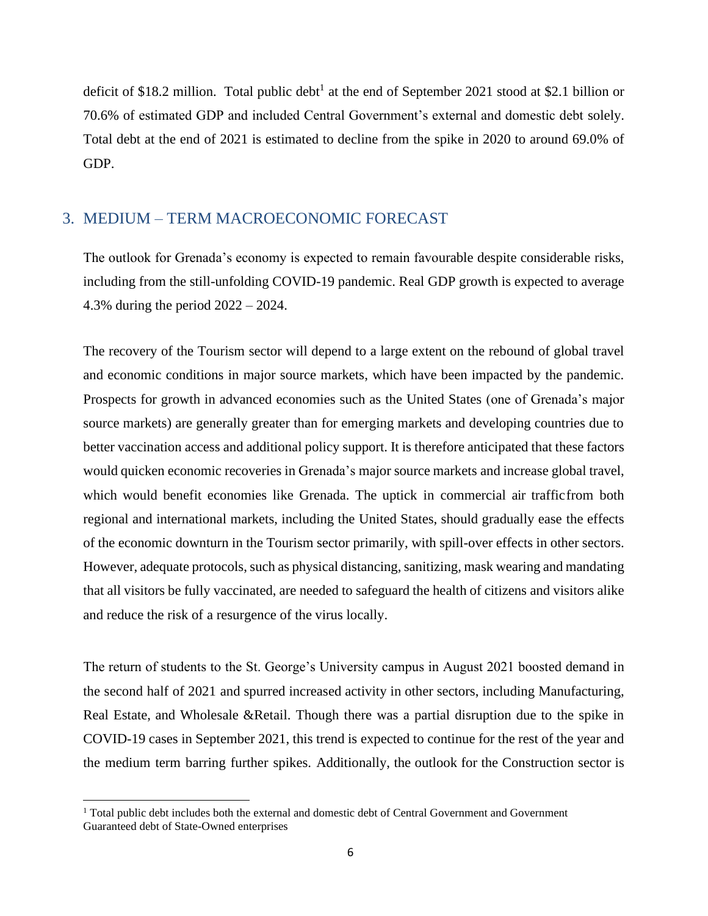deficit of $18.2 million. Total public debt[1] at the end of September 2021 stood at $2.1 billion or 70.6% of estimated GDP and included Central Government's external and domestic debt solely. Total debt at the end of 2021 is estimated to decline from the spike in 2020 to around 69.0% of GDP.

## 3. MEDIUM – TERM MACROECONOMIC FORECAST

The outlook for Grenada's economy is expected to remain favourable despite considerable risks, including from the still-unfolding COVID-19 pandemic. Real GDP growth is expected to average 4.3% during the period 2022 – 2024.

The recovery of the Tourism sector will depend to a large extent on the rebound of global travel and economic conditions in major source markets, which have been impacted by the pandemic. Prospects for growth in advanced economies such as the United States (one of Grenada's major source markets) are generally greater than for emerging markets and developing countries due to better vaccination access and additional policy support. It is therefore anticipated that these factors would quicken economic recoveries in Grenada's major source markets and increase global travel, which would benefit economies like Grenada. The uptick in commercial air traffic from both regional and international markets, including the United States, should gradually ease the effects of the economic downturn in the Tourism sector primarily, with spill-over effects in other sectors. However, adequate protocols, such as physical distancing, sanitizing, mask wearing and mandating that all visitors be fully vaccinated, are needed to safeguard the health of citizens and visitors alike and reduce the risk of a resurgence of the virus locally.

The return of students to the St. George's University campus in August 2021 boosted demand in the second half of 2021 and spurred increased activity in other sectors, including Manufacturing, Real Estate, and Wholesale &Retail. Though there was a partial disruption due to the spike in COVID-19 cases in September 2021, this trend is expected to continue for the rest of the year and the medium term barring further spikes. Additionally, the outlook for the Construction sector is

---

[1] Total public debt includes both the external and domestic debt of Central Government and Government Guaranteed debt of State-Owned enterprises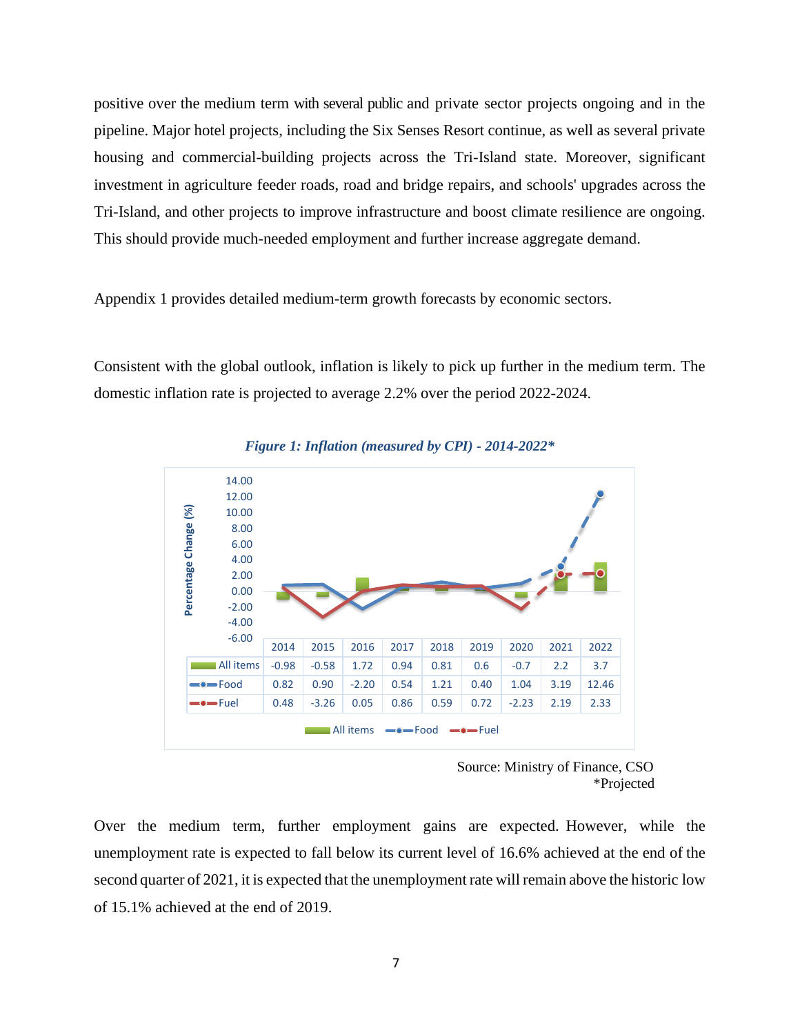positive over the medium term with several public and private sector projects ongoing and in the pipeline. Major hotel projects, including the Six Senses Resort continue, as well as several private housing and commercial-building projects across the Tri-Island state. Moreover, significant investment in agriculture feeder roads, road and bridge repairs, and schools' upgrades across the Tri-Island, and other projects to improve infrastructure and boost climate resilience are ongoing. This should provide much-needed employment and further increase aggregate demand.

Appendix 1 provides detailed medium-term growth forecasts by economic sectors.

Consistent with the global outlook, inflation is likely to pick up further in the medium term. The domestic inflation rate is projected to average 2.2% over the period 2022-2024.

***Figure 1: Inflation (measured by CPI) - 2014-2022****

| | 2014 | 2015 | 2016 | 2017 | 2018 | 2019 | 2020 | 2021 | 2022 |
|---|---|---|---|---|---|---|---|---|---|
| All items | -0.98 | -0.58 | 1.72 | 0.94 | 0.81 | 0.6 | -0.7 | 2.2 | 3.7 |
| Food | 0.82 | 0.90 | -2.20 | 0.54 | 1.21 | 0.40 | 1.04 | 3.19 | 12.46 |
| Fuel | 0.48 | -3.26 | 0.05 | 0.86 | 0.59 | 0.72 | -2.23 | 2.19 | 2.33 |

Source: Ministry of Finance, CSO
*Projected

Over the medium term, further employment gains are expected. However, while the unemployment rate is expected to fall below its current level of 16.6% achieved at the end of the second quarter of 2021, it is expected that the unemployment rate will remain above the historic low of 15.1% achieved at the end of 2019.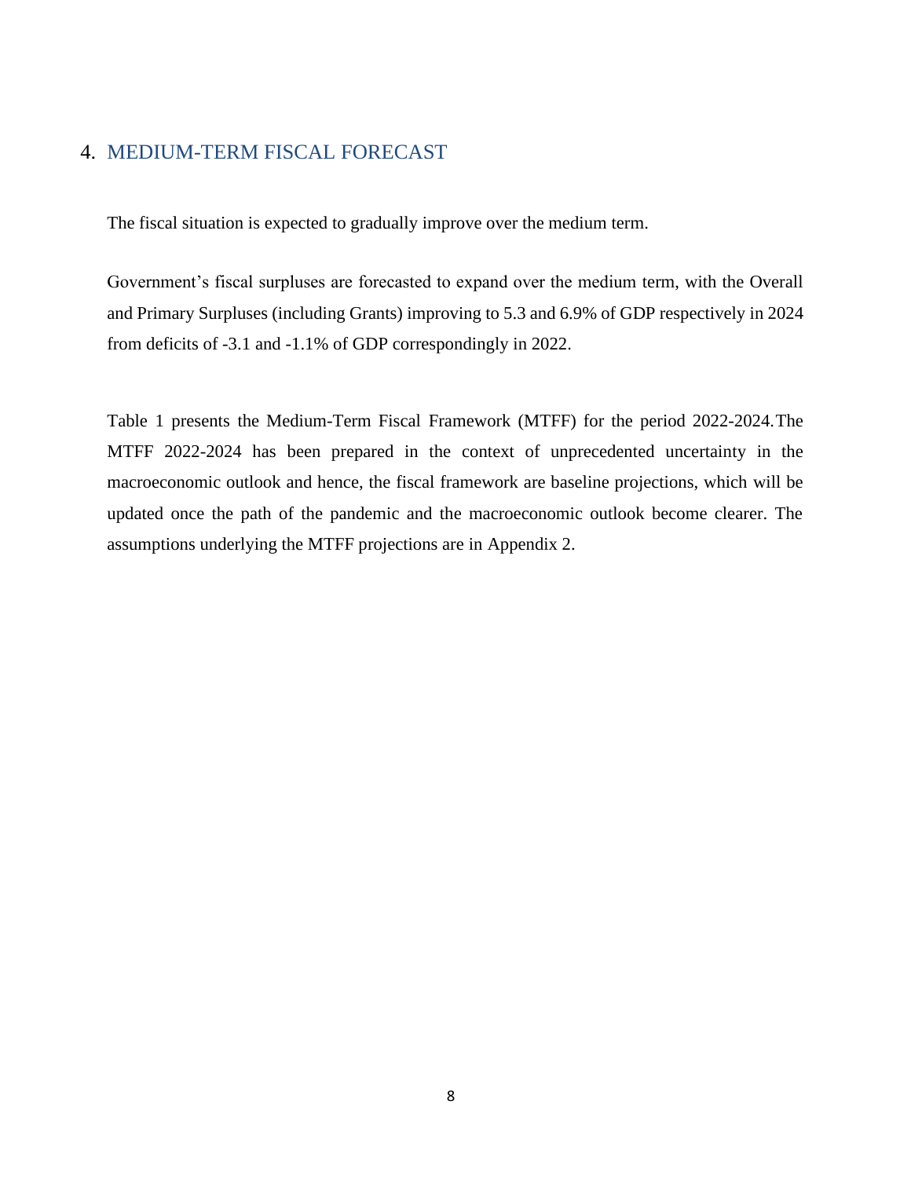# 4. MEDIUM-TERM FISCAL FORECAST

The fiscal situation is expected to gradually improve over the medium term.

Government's fiscal surpluses are forecasted to expand over the medium term, with the Overall and Primary Surpluses (including Grants) improving to 5.3 and 6.9% of GDP respectively in 2024 from deficits of -3.1 and -1.1% of GDP correspondingly in 2022.

Table 1 presents the Medium-Term Fiscal Framework (MTFF) for the period 2022-2024.The MTFF 2022-2024 has been prepared in the context of unprecedented uncertainty in the macroeconomic outlook and hence, the fiscal framework are baseline projections, which will be updated once the path of the pandemic and the macroeconomic outlook become clearer. The assumptions underlying the MTFF projections are in Appendix 2.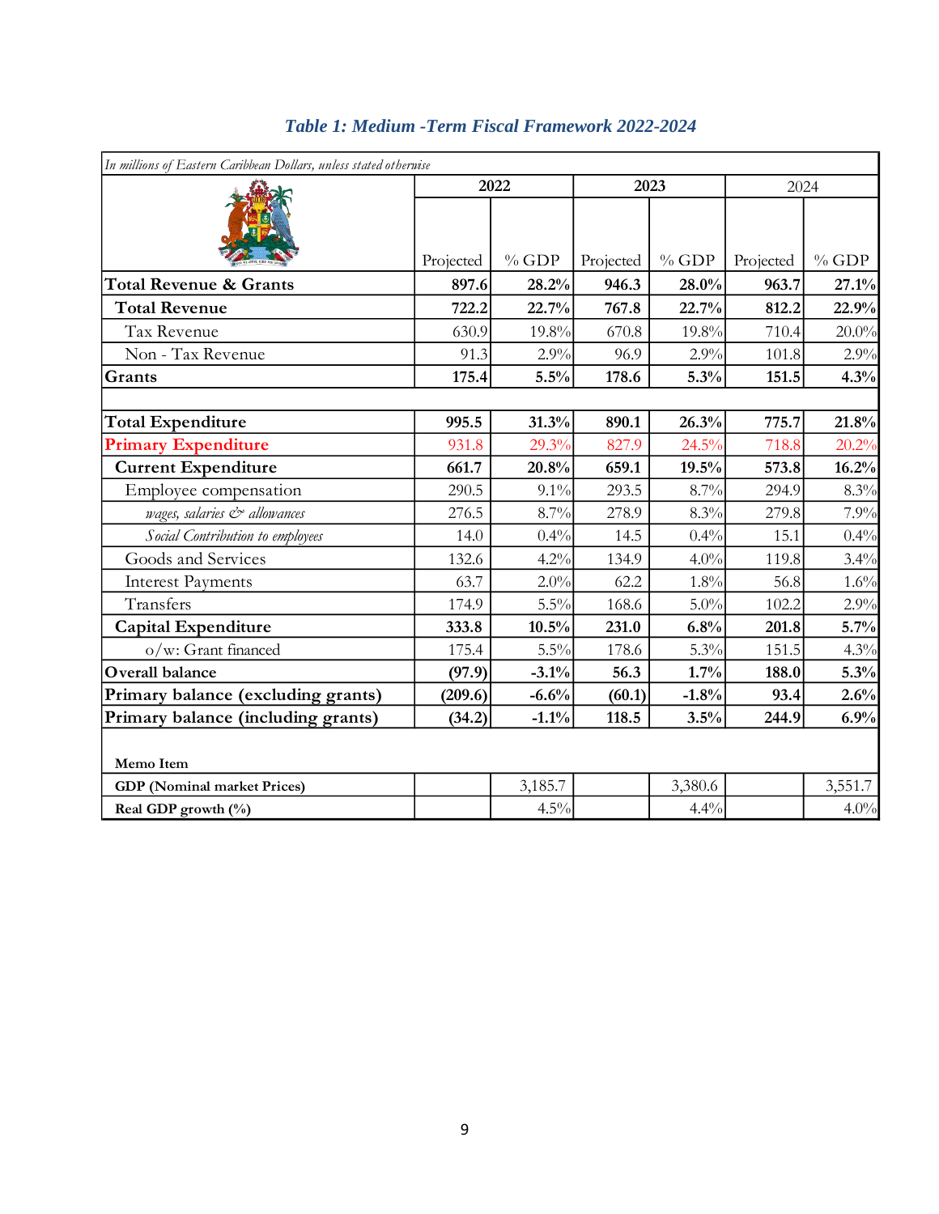### *Table 1: Medium -Term Fiscal Framework 2022-2024*

*In millions of Eastern Caribbean Dollars, unless stated otherwise*

| | 2022 | | 2023 | | 2024 | |
|---|---|---|---|---|---|---|
| | Projected | % GDP | Projected | % GDP | Projected | % GDP |
| **Total Revenue & Grants** | **897.6** | **28.2%** | **946.3** | **28.0%** | **963.7** | **27.1%** |
| **Total Revenue** | **722.2** | **22.7%** | **767.8** | **22.7%** | **812.2** | **22.9%** |
| Tax Revenue | 630.9 | 19.8% | 670.8 | 19.8% | 710.4 | 20.0% |
| Non - Tax Revenue | 91.3 | 2.9% | 96.9 | 2.9% | 101.8 | 2.9% |
| **Grants** | **175.4** | **5.5%** | **178.6** | **5.3%** | **151.5** | **4.3%** |
| | | | | | | |
| **Total Expenditure** | **995.5** | **31.3%** | **890.1** | **26.3%** | **775.7** | **21.8%** |
| **Primary Expenditure** | 931.8 | 29.3% | 827.9 | 24.5% | 718.8 | 20.2% |
| **Current Expenditure** | **661.7** | **20.8%** | **659.1** | **19.5%** | **573.8** | **16.2%** |
| Employee compensation | 290.5 | 9.1% | 293.5 | 8.7% | 294.9 | 8.3% |
| *wages, salaries & allowances* | 276.5 | 8.7% | 278.9 | 8.3% | 279.8 | 7.9% |
| *Social Contribution to employees* | 14.0 | 0.4% | 14.5 | 0.4% | 15.1 | 0.4% |
| Goods and Services | 132.6 | 4.2% | 134.9 | 4.0% | 119.8 | 3.4% |
| Interest Payments | 63.7 | 2.0% | 62.2 | 1.8% | 56.8 | 1.6% |
| Transfers | 174.9 | 5.5% | 168.6 | 5.0% | 102.2 | 2.9% |
| **Capital Expenditure** | **333.8** | **10.5%** | **231.0** | **6.8%** | **201.8** | **5.7%** |
| o/w: Grant financed | 175.4 | 5.5% | 178.6 | 5.3% | 151.5 | 4.3% |
| **Overall balance** | **(97.9)** | **-3.1%** | **56.3** | **1.7%** | **188.0** | **5.3%** |
| **Primary balance (excluding grants)** | **(209.6)** | **-6.6%** | **(60.1)** | **-1.8%** | **93.4** | **2.6%** |
| **Primary balance (including grants)** | **(34.2)** | **-1.1%** | **118.5** | **3.5%** | **244.9** | **6.9%** |
| | | | | | | |
| **Memo Item** | | | | | | |
| **GDP (Nominal market Prices)** | | 3,185.7 | | 3,380.6 | | 3,551.7 |
| **Real GDP growth (%)** | | 4.5% | | 4.4% | | 4.0% |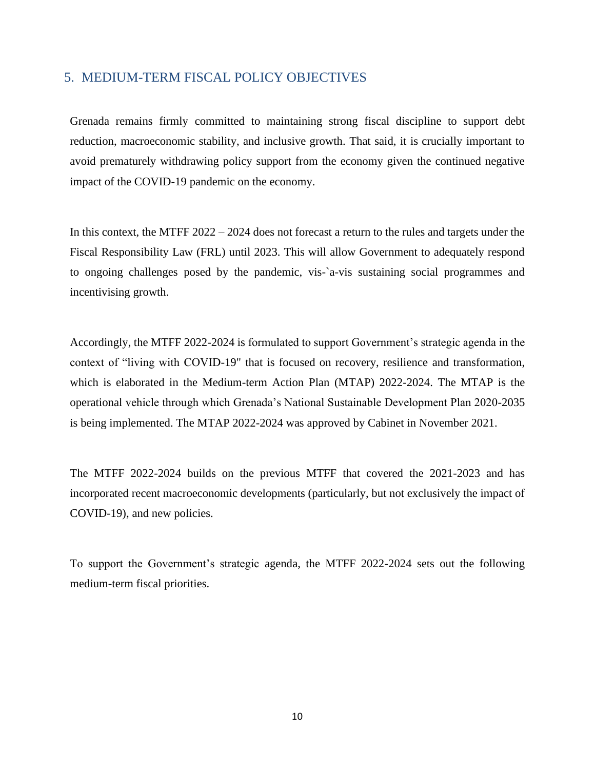## 5. MEDIUM-TERM FISCAL POLICY OBJECTIVES

Grenada remains firmly committed to maintaining strong fiscal discipline to support debt reduction, macroeconomic stability, and inclusive growth. That said, it is crucially important to avoid prematurely withdrawing policy support from the economy given the continued negative impact of the COVID-19 pandemic on the economy.

In this context, the MTFF 2022 – 2024 does not forecast a return to the rules and targets under the Fiscal Responsibility Law (FRL) until 2023. This will allow Government to adequately respond to ongoing challenges posed by the pandemic, vis-`a-vis sustaining social programmes and incentivising growth.

Accordingly, the MTFF 2022-2024 is formulated to support Government's strategic agenda in the context of "living with COVID-19" that is focused on recovery, resilience and transformation, which is elaborated in the Medium-term Action Plan (MTAP) 2022-2024. The MTAP is the operational vehicle through which Grenada's National Sustainable Development Plan 2020-2035 is being implemented. The MTAP 2022-2024 was approved by Cabinet in November 2021.

The MTFF 2022-2024 builds on the previous MTFF that covered the 2021-2023 and has incorporated recent macroeconomic developments (particularly, but not exclusively the impact of COVID-19), and new policies.

To support the Government's strategic agenda, the MTFF 2022-2024 sets out the following medium-term fiscal priorities.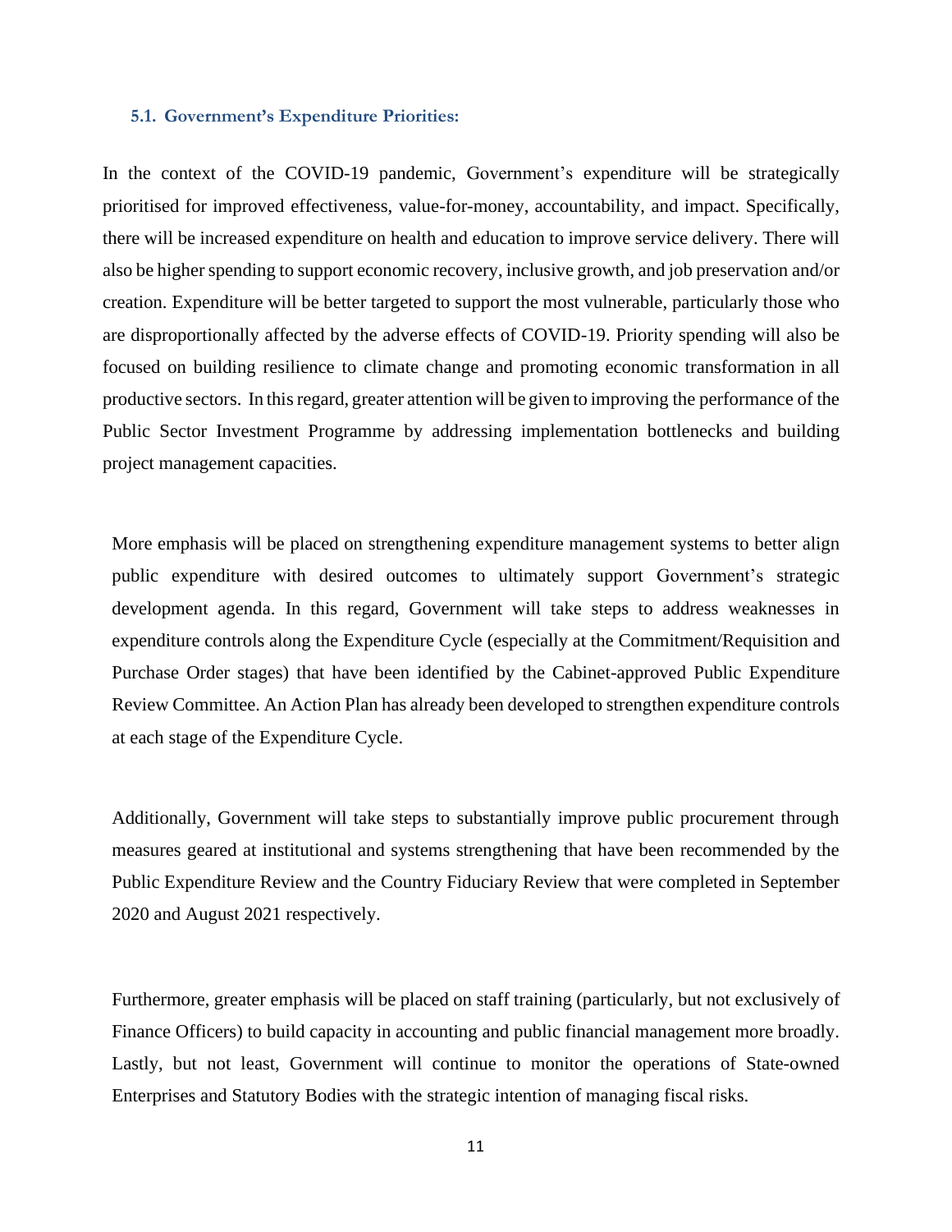### 5.1. Government's Expenditure Priorities:

In the context of the COVID-19 pandemic, Government's expenditure will be strategically prioritised for improved effectiveness, value-for-money, accountability, and impact. Specifically, there will be increased expenditure on health and education to improve service delivery. There will also be higher spending to support economic recovery, inclusive growth, and job preservation and/or creation. Expenditure will be better targeted to support the most vulnerable, particularly those who are disproportionally affected by the adverse effects of COVID-19. Priority spending will also be focused on building resilience to climate change and promoting economic transformation in all productive sectors. In this regard, greater attention will be given to improving the performance of the Public Sector Investment Programme by addressing implementation bottlenecks and building project management capacities.

More emphasis will be placed on strengthening expenditure management systems to better align public expenditure with desired outcomes to ultimately support Government's strategic development agenda. In this regard, Government will take steps to address weaknesses in expenditure controls along the Expenditure Cycle (especially at the Commitment/Requisition and Purchase Order stages) that have been identified by the Cabinet-approved Public Expenditure Review Committee. An Action Plan has already been developed to strengthen expenditure controls at each stage of the Expenditure Cycle.

Additionally, Government will take steps to substantially improve public procurement through measures geared at institutional and systems strengthening that have been recommended by the Public Expenditure Review and the Country Fiduciary Review that were completed in September 2020 and August 2021 respectively.

Furthermore, greater emphasis will be placed on staff training (particularly, but not exclusively of Finance Officers) to build capacity in accounting and public financial management more broadly. Lastly, but not least, Government will continue to monitor the operations of State-owned Enterprises and Statutory Bodies with the strategic intention of managing fiscal risks.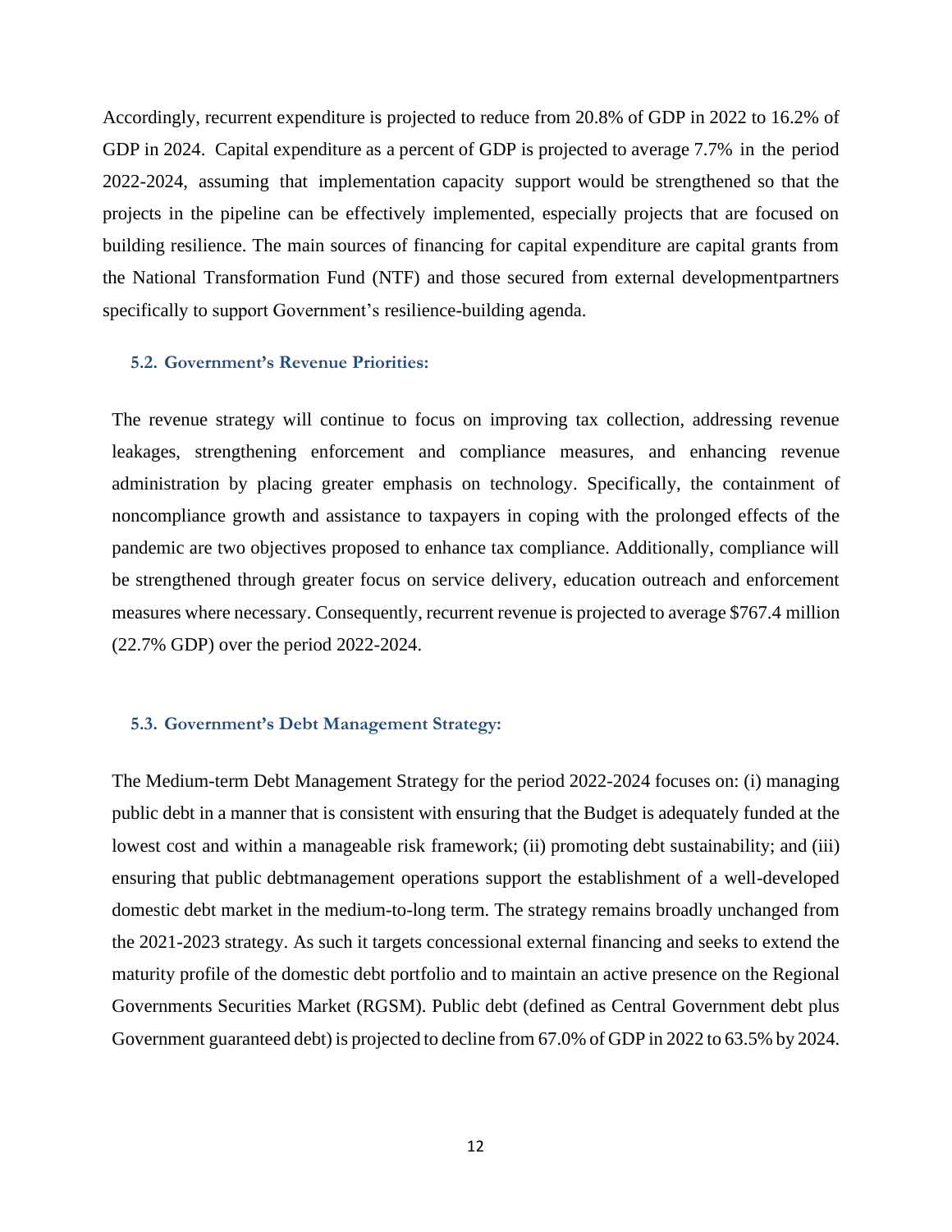Accordingly, recurrent expenditure is projected to reduce from 20.8% of GDP in 2022 to 16.2% of GDP in 2024. Capital expenditure as a percent of GDP is projected to average 7.7% in the period 2022-2024, assuming that implementation capacity support would be strengthened so that the projects in the pipeline can be effectively implemented, especially projects that are focused on building resilience. The main sources of financing for capital expenditure are capital grants from the National Transformation Fund (NTF) and those secured from external developmentpartners specifically to support Government's resilience-building agenda.

### 5.2. Government's Revenue Priorities:

The revenue strategy will continue to focus on improving tax collection, addressing revenue leakages, strengthening enforcement and compliance measures, and enhancing revenue administration by placing greater emphasis on technology. Specifically, the containment of noncompliance growth and assistance to taxpayers in coping with the prolonged effects of the pandemic are two objectives proposed to enhance tax compliance. Additionally, compliance will be strengthened through greater focus on service delivery, education outreach and enforcement measures where necessary. Consequently, recurrent revenue is projected to average $767.4 million (22.7% GDP) over the period 2022-2024.

### 5.3. Government's Debt Management Strategy:

The Medium-term Debt Management Strategy for the period 2022-2024 focuses on: (i) managing public debt in a manner that is consistent with ensuring that the Budget is adequately funded at the lowest cost and within a manageable risk framework; (ii) promoting debt sustainability; and (iii) ensuring that public debtmanagement operations support the establishment of a well-developed domestic debt market in the medium-to-long term. The strategy remains broadly unchanged from the 2021-2023 strategy. As such it targets concessional external financing and seeks to extend the maturity profile of the domestic debt portfolio and to maintain an active presence on the Regional Governments Securities Market (RGSM). Public debt (defined as Central Government debt plus Government guaranteed debt) is projected to decline from 67.0% of GDP in 2022 to 63.5% by 2024.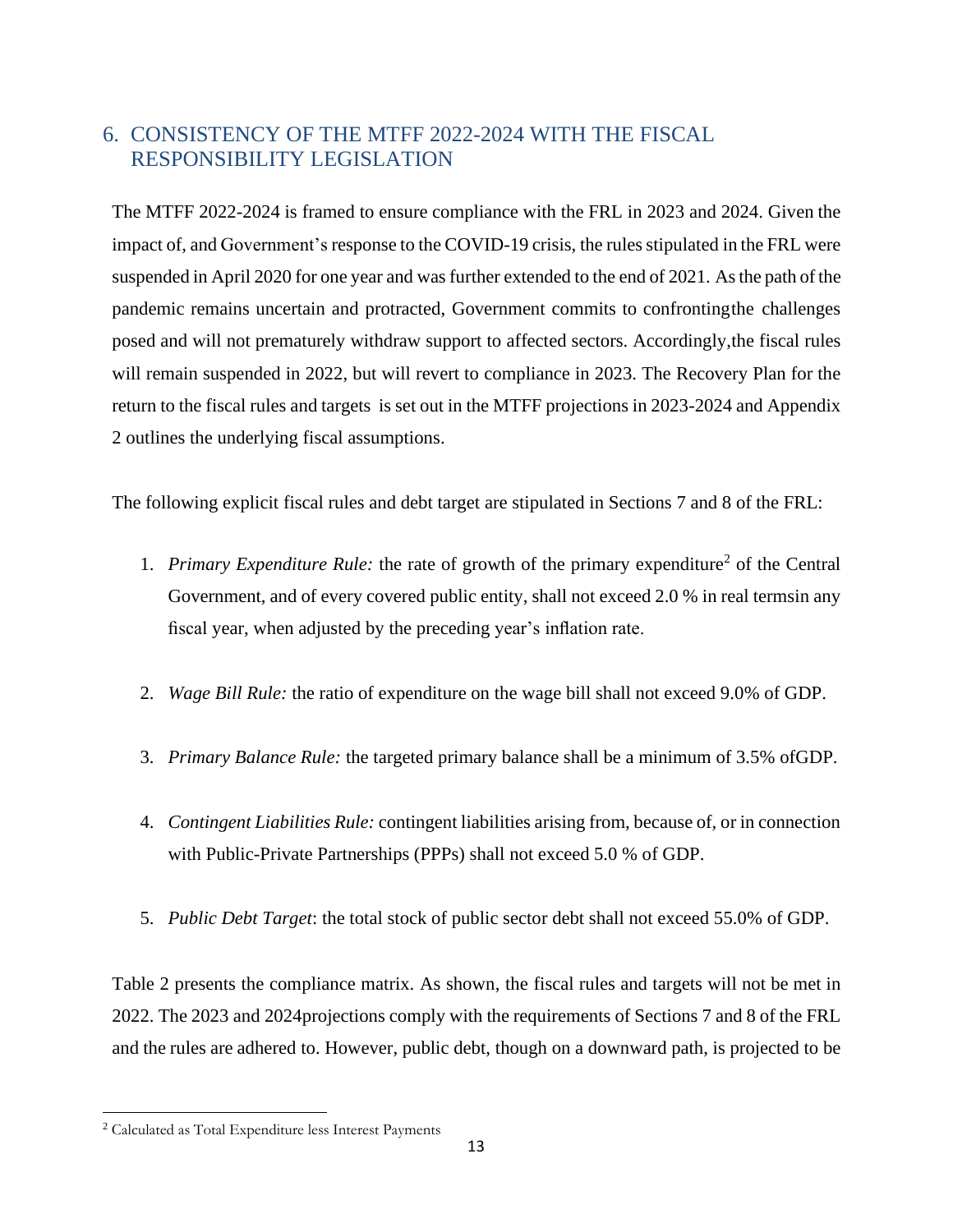## 6. CONSISTENCY OF THE MTFF 2022-2024 WITH THE FISCAL RESPONSIBILITY LEGISLATION

The MTFF 2022-2024 is framed to ensure compliance with the FRL in 2023 and 2024. Given the impact of, and Government's response to the COVID-19 crisis, the rules stipulated in the FRL were suspended in April 2020 for one year and was further extended to the end of 2021. As the path of the pandemic remains uncertain and protracted, Government commits to confronting the challenges posed and will not prematurely withdraw support to affected sectors. Accordingly, the fiscal rules will remain suspended in 2022, but will revert to compliance in 2023. The Recovery Plan for the return to the fiscal rules and targets is set out in the MTFF projections in 2023-2024 and Appendix 2 outlines the underlying fiscal assumptions.

The following explicit fiscal rules and debt target are stipulated in Sections 7 and 8 of the FRL:

1. *Primary Expenditure Rule:* the rate of growth of the primary expenditure[2] of the Central Government, and of every covered public entity, shall not exceed 2.0 % in real terms in any fiscal year, when adjusted by the preceding year's inflation rate.

2. *Wage Bill Rule:* the ratio of expenditure on the wage bill shall not exceed 9.0% of GDP.

3. *Primary Balance Rule:* the targeted primary balance shall be a minimum of 3.5% of GDP.

4. *Contingent Liabilities Rule:* contingent liabilities arising from, because of, or in connection with Public-Private Partnerships (PPPs) shall not exceed 5.0 % of GDP.

5. *Public Debt Target*: the total stock of public sector debt shall not exceed 55.0% of GDP.

Table 2 presents the compliance matrix. As shown, the fiscal rules and targets will not be met in 2022. The 2023 and 2024 projections comply with the requirements of Sections 7 and 8 of the FRL and the rules are adhered to. However, public debt, though on a downward path, is projected to be

[2] Calculated as Total Expenditure less Interest Payments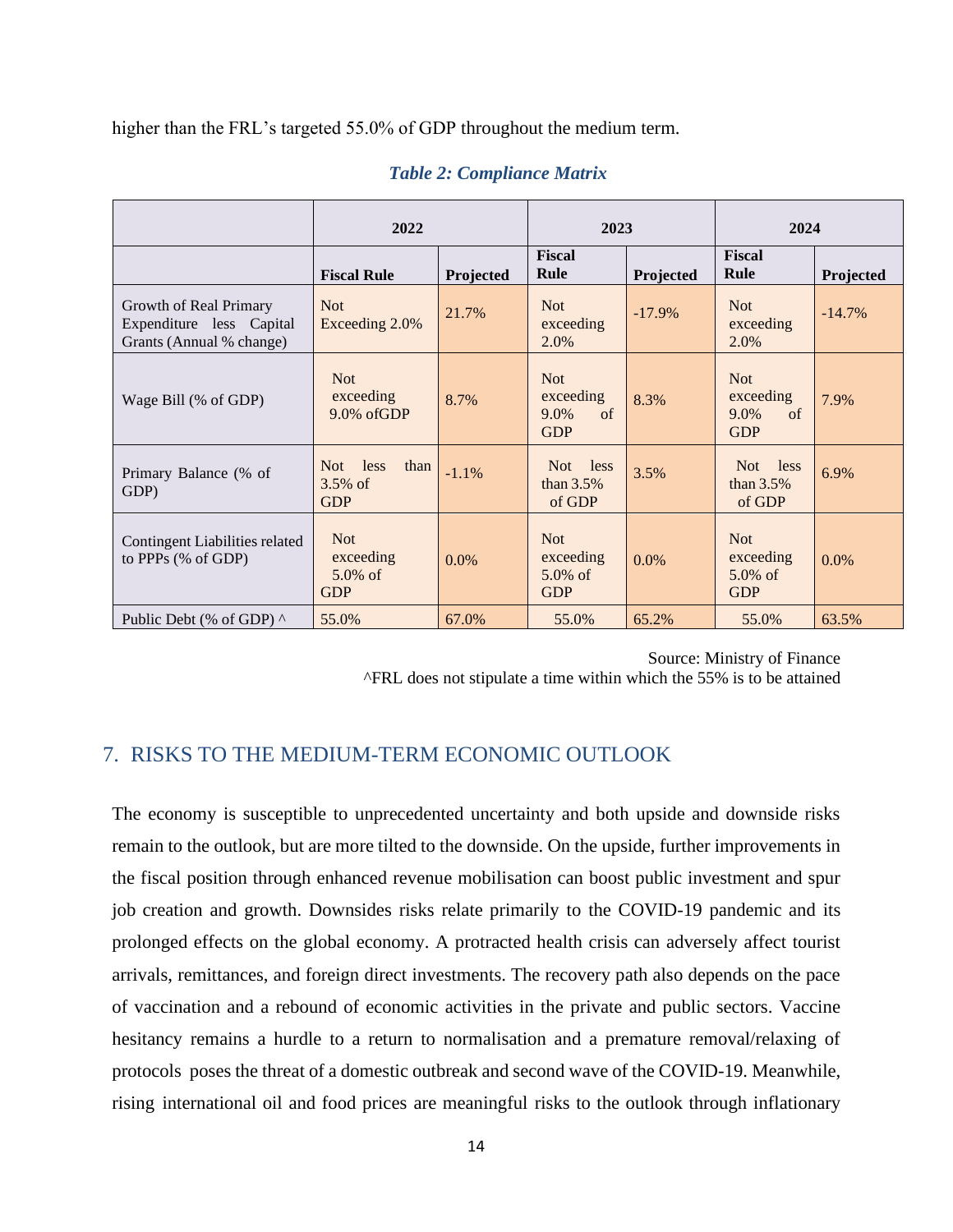higher than the FRL's targeted 55.0% of GDP throughout the medium term.

***Table 2: Compliance Matrix***

| | 2022 | | 2023 | | 2024 | |
|---|---|---|---|---|---|---|
| | **Fiscal Rule** | **Projected** | **Fiscal Rule** | **Projected** | **Fiscal Rule** | **Projected** |
| Growth of Real Primary Expenditure less Capital Grants (Annual % change) | Not Exceeding 2.0% | 21.7% | Not exceeding 2.0% | -17.9% | Not exceeding 2.0% | -14.7% |
| Wage Bill (% of GDP) | Not exceeding 9.0% ofGDP | 8.7% | Not exceeding 9.0% of GDP | 8.3% | Not exceeding 9.0% of GDP | 7.9% |
| Primary Balance (% of GDP) | Not less than 3.5% of GDP | -1.1% | Not less than 3.5% of GDP | 3.5% | Not less than 3.5% of GDP | 6.9% |
| Contingent Liabilities related to PPPs (% of GDP) | Not exceeding 5.0% of GDP | 0.0% | Not exceeding 5.0% of GDP | 0.0% | Not exceeding 5.0% of GDP | 0.0% |
| Public Debt (% of GDP) ^ | 55.0% | 67.0% | 55.0% | 65.2% | 55.0% | 63.5% |

Source: Ministry of Finance
^FRL does not stipulate a time within which the 55% is to be attained

## 7. RISKS TO THE MEDIUM-TERM ECONOMIC OUTLOOK

The economy is susceptible to unprecedented uncertainty and both upside and downside risks remain to the outlook, but are more tilted to the downside. On the upside, further improvements in the fiscal position through enhanced revenue mobilisation can boost public investment and spur job creation and growth. Downsides risks relate primarily to the COVID-19 pandemic and its prolonged effects on the global economy. A protracted health crisis can adversely affect tourist arrivals, remittances, and foreign direct investments. The recovery path also depends on the pace of vaccination and a rebound of economic activities in the private and public sectors. Vaccine hesitancy remains a hurdle to a return to normalisation and a premature removal/relaxing of protocols poses the threat of a domestic outbreak and second wave of the COVID-19. Meanwhile, rising international oil and food prices are meaningful risks to the outlook through inflationary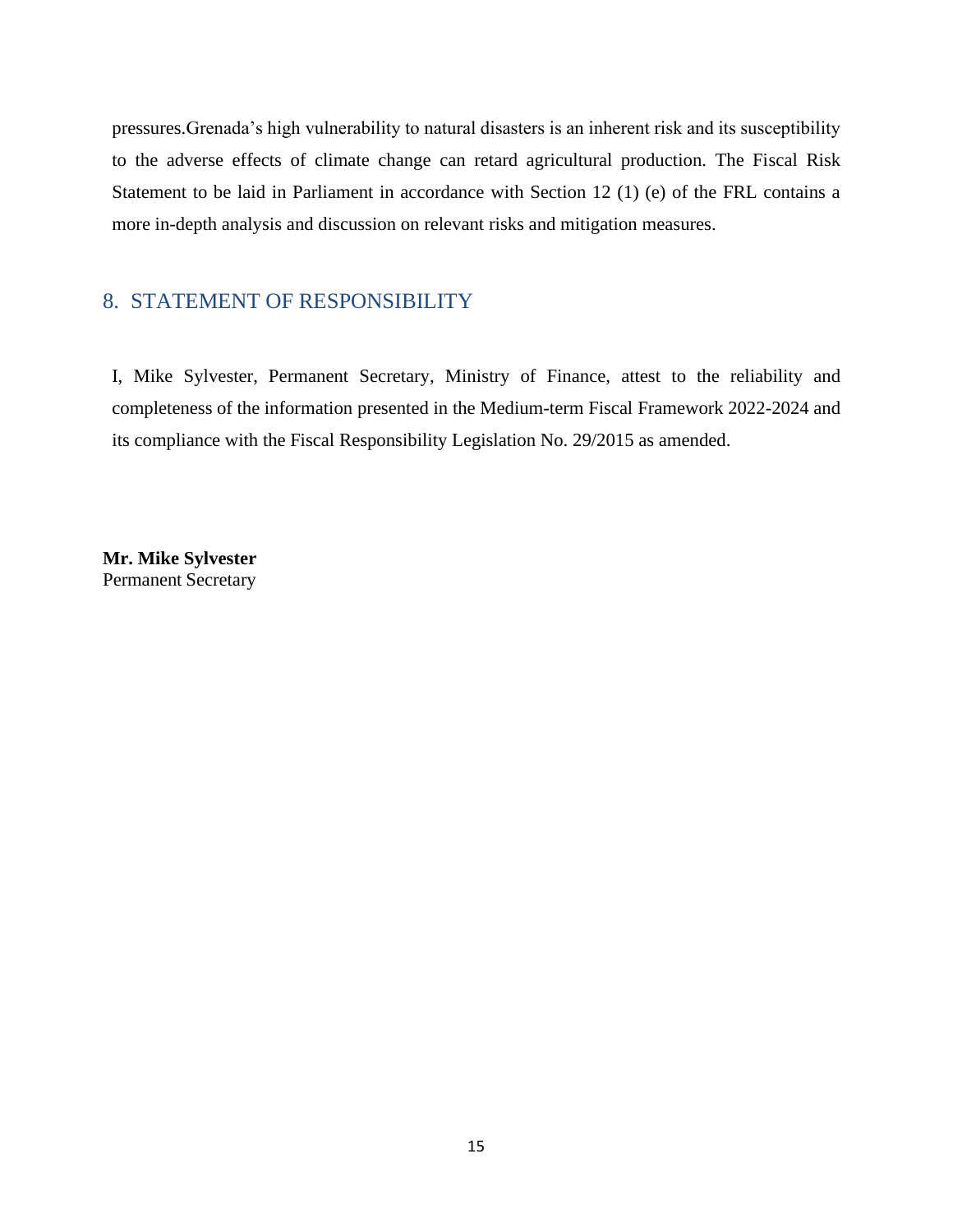pressures.Grenada's high vulnerability to natural disasters is an inherent risk and its susceptibility to the adverse effects of climate change can retard agricultural production. The Fiscal Risk Statement to be laid in Parliament in accordance with Section 12 (1) (e) of the FRL contains a more in-depth analysis and discussion on relevant risks and mitigation measures.

## 8. STATEMENT OF RESPONSIBILITY

I, Mike Sylvester, Permanent Secretary, Ministry of Finance, attest to the reliability and completeness of the information presented in the Medium-term Fiscal Framework 2022-2024 and its compliance with the Fiscal Responsibility Legislation No. 29/2015 as amended.

**Mr. Mike Sylvester**
Permanent Secretary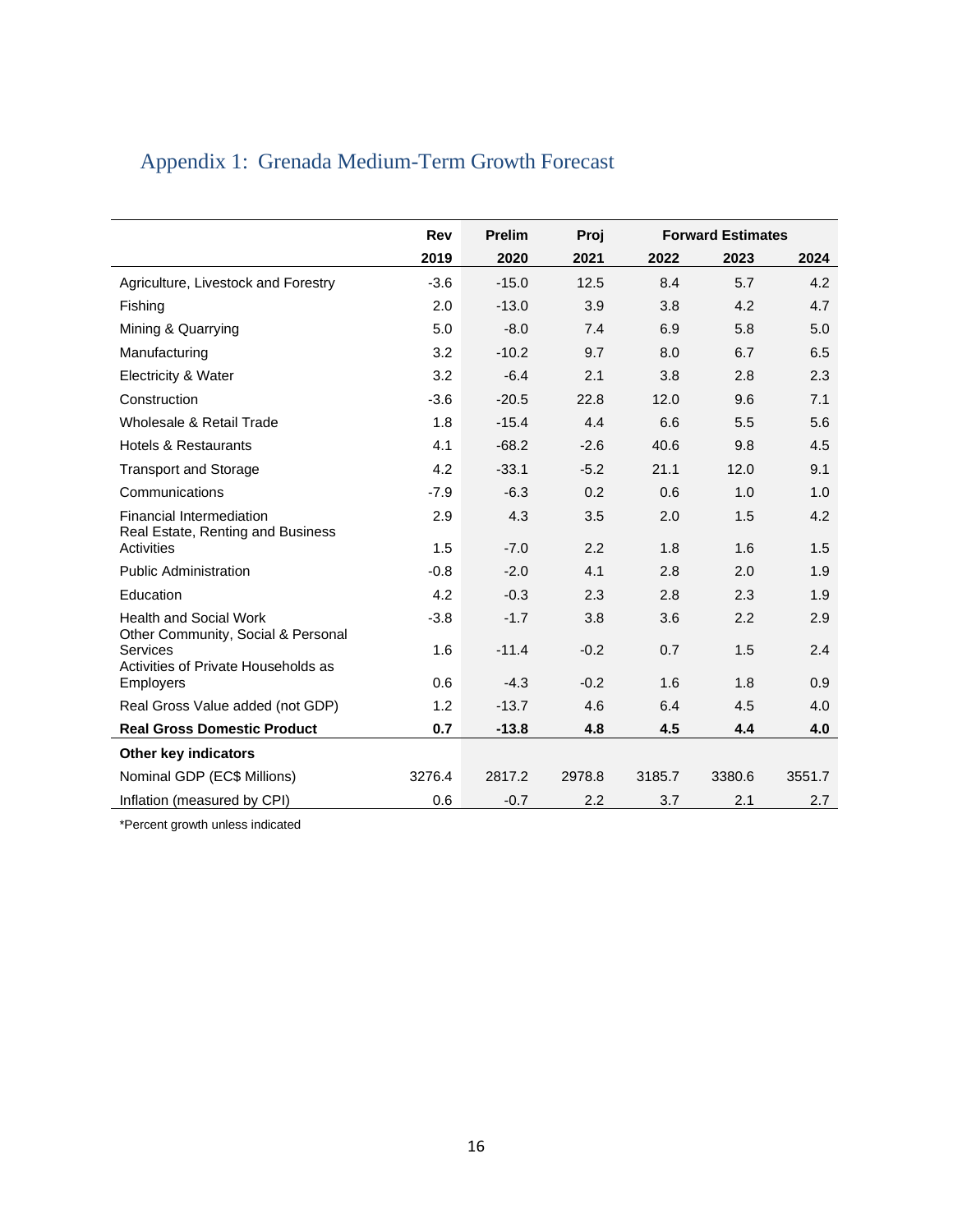# Appendix 1: Grenada Medium-Term Growth Forecast

| | Rev | Prelim | Proj | Forward Estimates | | |
|---|---|---|---|---|---|---|
| | **2019** | **2020** | **2021** | **2022** | **2023** | **2024** |
| Agriculture, Livestock and Forestry | -3.6 | -15.0 | 12.5 | 8.4 | 5.7 | 4.2 |
| Fishing | 2.0 | -13.0 | 3.9 | 3.8 | 4.2 | 4.7 |
| Mining & Quarrying | 5.0 | -8.0 | 7.4 | 6.9 | 5.8 | 5.0 |
| Manufacturing | 3.2 | -10.2 | 9.7 | 8.0 | 6.7 | 6.5 |
| Electricity & Water | 3.2 | -6.4 | 2.1 | 3.8 | 2.8 | 2.3 |
| Construction | -3.6 | -20.5 | 22.8 | 12.0 | 9.6 | 7.1 |
| Wholesale & Retail Trade | 1.8 | -15.4 | 4.4 | 6.6 | 5.5 | 5.6 |
| Hotels & Restaurants | 4.1 | -68.2 | -2.6 | 40.6 | 9.8 | 4.5 |
| Transport and Storage | 4.2 | -33.1 | -5.2 | 21.1 | 12.0 | 9.1 |
| Communications | -7.9 | -6.3 | 0.2 | 0.6 | 1.0 | 1.0 |
| Financial Intermediation | 2.9 | 4.3 | 3.5 | 2.0 | 1.5 | 4.2 |
| Real Estate, Renting and Business Activities | 1.5 | -7.0 | 2.2 | 1.8 | 1.6 | 1.5 |
| Public Administration | -0.8 | -2.0 | 4.1 | 2.8 | 2.0 | 1.9 |
| Education | 4.2 | -0.3 | 2.3 | 2.8 | 2.3 | 1.9 |
| Health and Social Work | -3.8 | -1.7 | 3.8 | 3.6 | 2.2 | 2.9 |
| Other Community, Social & Personal Services | 1.6 | -11.4 | -0.2 | 0.7 | 1.5 | 2.4 |
| Activities of Private Households as Employers | 0.6 | -4.3 | -0.2 | 1.6 | 1.8 | 0.9 |
| Real Gross Value added (not GDP) | 1.2 | -13.7 | 4.6 | 6.4 | 4.5 | 4.0 |
| **Real Gross Domestic Product** | **0.7** | **-13.8** | **4.8** | **4.5** | **4.4** | **4.0** |
| **Other key indicators** | | | | | | |
| Nominal GDP (EC$ Millions) | 3276.4 | 2817.2 | 2978.8 | 3185.7 | 3380.6 | 3551.7 |
| Inflation (measured by CPI) | 0.6 | -0.7 | 2.2 | 3.7 | 2.1 | 2.7 |

*Percent growth unless indicated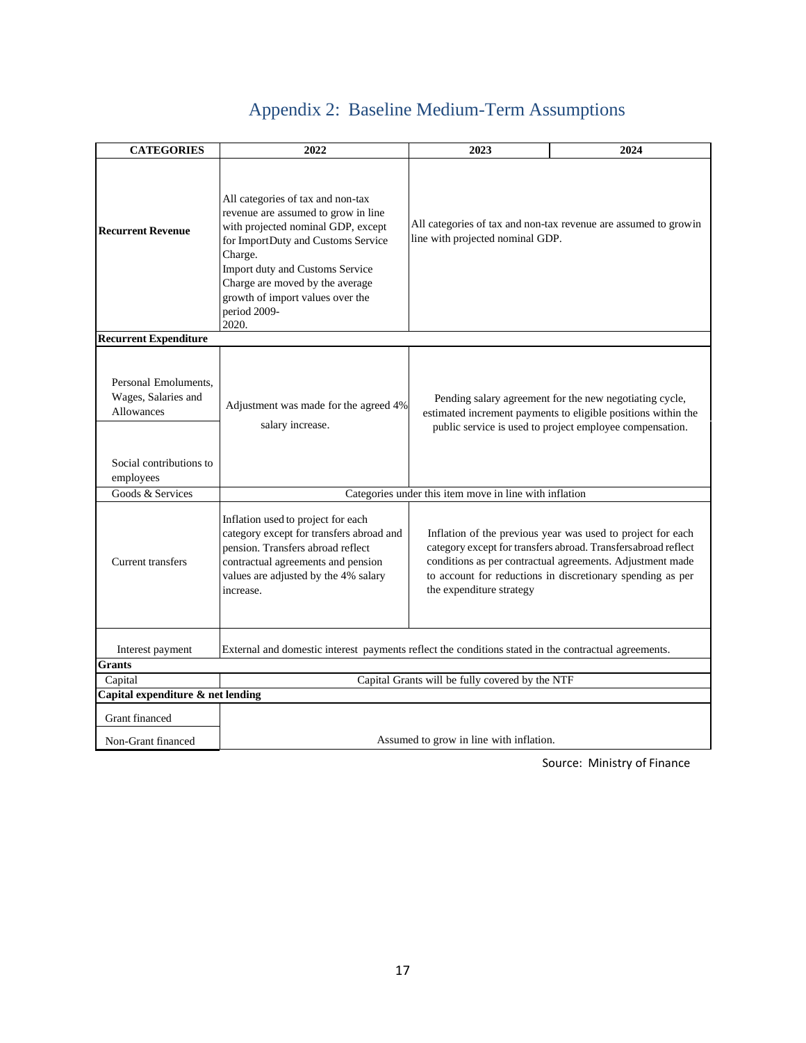## Appendix 2: Baseline Medium-Term Assumptions

| CATEGORIES | 2022 | 2023 | 2024 |
|---|---|---|---|
| **Recurrent Revenue** | All categories of tax and non-tax revenue are assumed to grow in line with projected nominal GDP, except for ImportDuty and Customs Service Charge. Import duty and Customs Service Charge are moved by the average growth of import values over the period 2009-2020. | All categories of tax and non-tax revenue are assumed to growin line with projected nominal GDP. | |
| **Recurrent Expenditure** | | | |
| Personal Emoluments, Wages, Salaries and Allowances | Adjustment was made for the agreed 4% salary increase. | Pending salary agreement for the new negotiating cycle, estimated increment payments to eligible positions within the public service is used to project employee compensation. | |
| Social contributions to employees | | | |
| Goods & Services | Categories under this item move in line with inflation | | |
| Current transfers | Inflation used to project for each category except for transfers abroad and pension. Transfers abroad reflect contractual agreements and pension values are adjusted by the 4% salary increase. | Inflation of the previous year was used to project for each category except for transfers abroad. Transfersabroad reflect conditions as per contractual agreements. Adjustment made to account for reductions in discretionary spending as per the expenditure strategy | |
| Interest payment | External and domestic interest payments reflect the conditions stated in the contractual agreements. | | |
| **Grants** | | | |
| Capital | Capital Grants will be fully covered by the NTF | | |
| **Capital expenditure & net lending** | | | |
| Grant financed | Assumed to grow in line with inflation. | | |
| Non-Grant financed | | | |

Source: Ministry of Finance